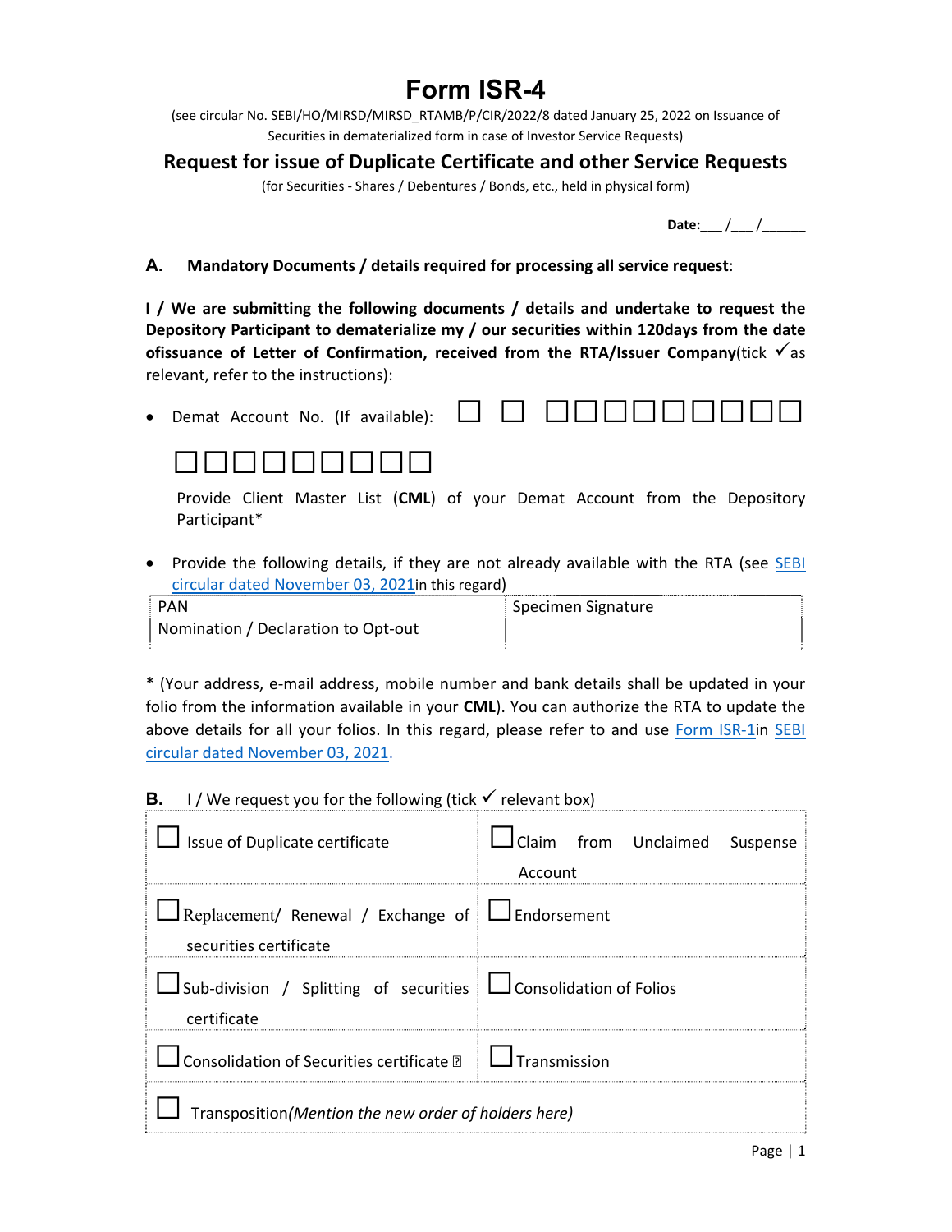# Form ISR-4

(see circular No. SEBI/HO/MIRSD/MIRSD_RTAMB/P/CIR/2022/8 dated January 25, 2022 on Issuance of Securities in dematerialized form in case of Investor Service Requests)

## Request for issue of Duplicate Certificate and other Service Requests

(for Securities - Shares / Debentures / Bonds, etc., held in physical form)

**Date:**___ /___ /______

**A. Mandatory Documents / details required for processing all service request**:

**I / We are submitting the following documents / details and undertake to request the Depository Participant to dematerialize my / our securities within 120days from the date ofissuance of Letter of Confirmation, received from the RTA/Issuer Company**(tick ✓as relevant, refer to the instructions):

- Demat Account No. (If available): ☐ ☐ ☐☐☐☐☐☐☐☐☐ ☐☐☐☐☐☐☐☐☐

  Provide Client Master List (**CML**) of your Demat Account from the Depository Participant*

- Provide the following details, if they are not already available with the RTA (see SEBI circular dated November 03, 2021in this regard)

| PAN | Specimen Signature |
|---|---|
| Nomination / Declaration to Opt-out | |

* (Your address, e-mail address, mobile number and bank details shall be updated in your folio from the information available in your **CML**). You can authorize the RTA to update the above details for all your folios. In this regard, please refer to and use Form ISR-1in SEBI circular dated November 03, 2021.

**B.** I / We request you for the following (tick ✓ relevant box)

| | |
|---|---|
| ☐ Issue of Duplicate certificate | ☐ Claim from Unclaimed Suspense Account |
| ☐ Replacement/ Renewal / Exchange of securities certificate | ☐ Endorsement |
| ☐ Sub-division / Splitting of securities certificate | ☐ Consolidation of Folios |
| ☐ Consolidation of Securities certificate | ☐ Transmission |
| ☐ Transposition*(Mention the new order of holders here)* | |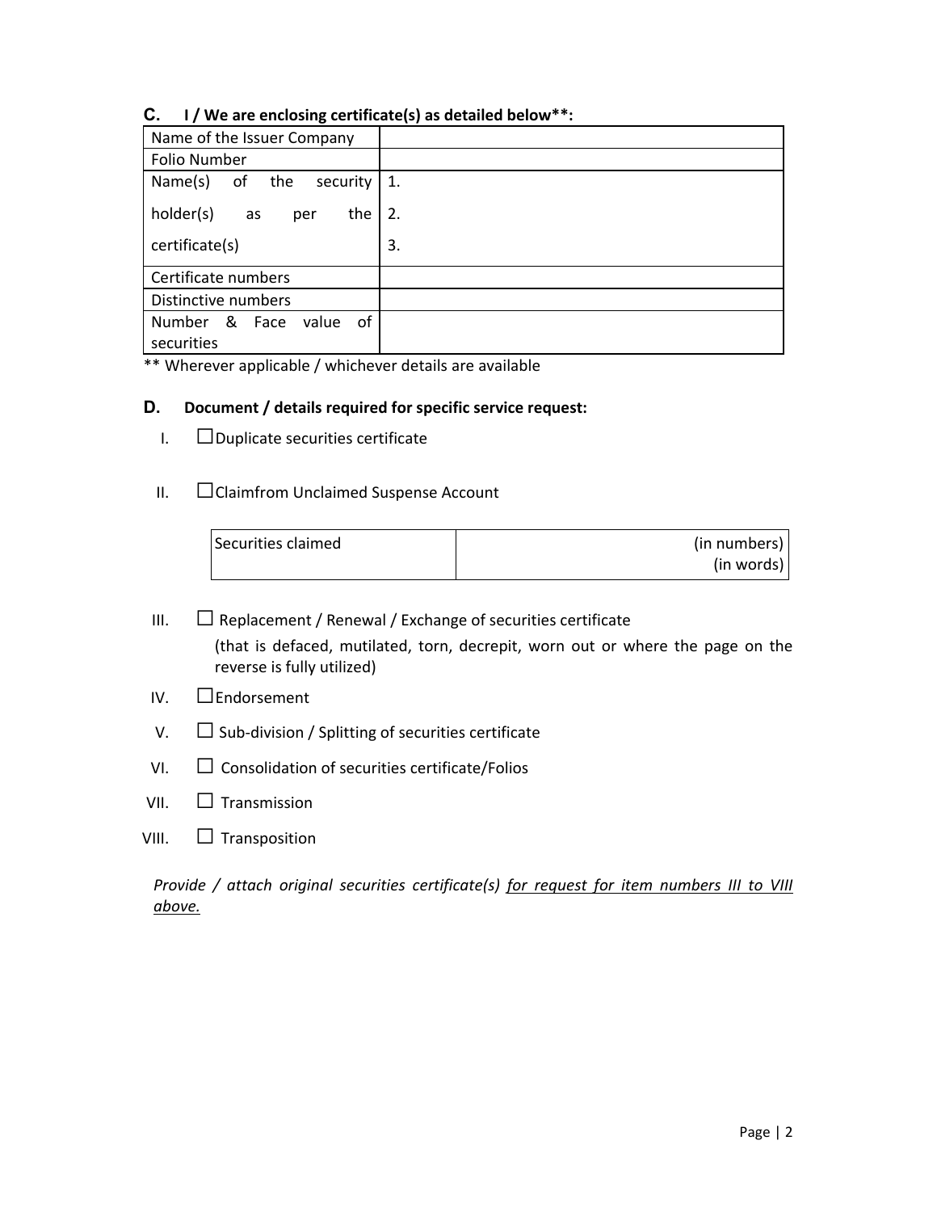### C. I / We are enclosing certificate(s) as detailed below**:

| Name of the Issuer Company | |
|---|---|
| Folio Number | |
| Name(s) of the security holder(s) as per the certificate(s) | 1.<br>2.<br>3. |
| Certificate numbers | |
| Distinctive numbers | |
| Number & Face value of securities | |

** Wherever applicable / whichever details are available

### D. Document / details required for specific service request:

I. ☐Duplicate securities certificate

II. ☐Claimfrom Unclaimed Suspense Account

| Securities claimed | (in numbers)<br>(in words) |
|---|---|

III. ☐ Replacement / Renewal / Exchange of securities certificate
(that is defaced, mutilated, torn, decrepit, worn out or where the page on the reverse is fully utilized)

IV. ☐Endorsement

V. ☐ Sub-division / Splitting of securities certificate

VI. ☐ Consolidation of securities certificate/Folios

VII. ☐ Transmission

VIII. ☐ Transposition

*Provide / attach original securities certificate(s) <u>for request for item numbers III to VIII above.</u>*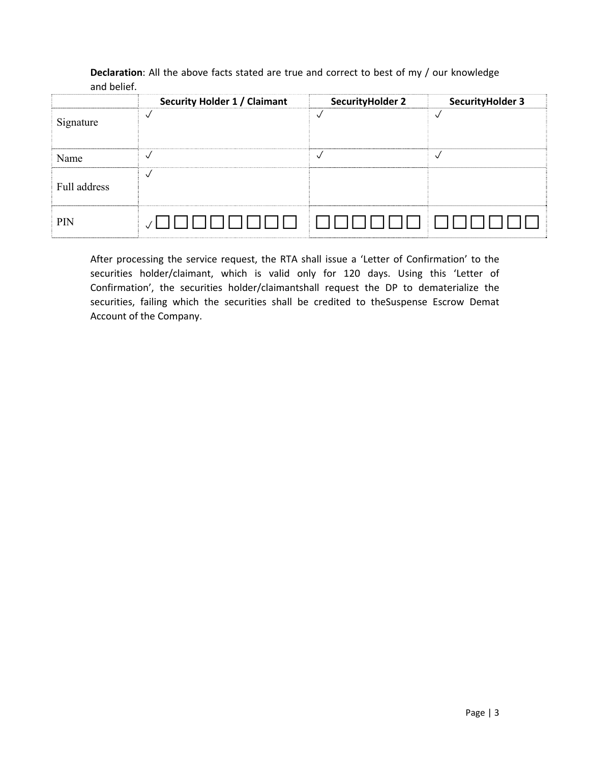**Declaration**: All the above facts stated are true and correct to best of my / our knowledge and belief.

| | Security Holder 1 / Claimant | SecurityHolder 2 | SecurityHolder 3 |
|---|---|---|---|
| Signature | ✓ | ✓ | ✓ |
| Name | ✓ | ✓ | ✓ |
| Full address | ✓ | | |
| PIN | ✓□□□□□□□□ | □□□□□□ | □□□□□□ |

After processing the service request, the RTA shall issue a 'Letter of Confirmation' to the securities holder/claimant, which is valid only for 120 days. Using this 'Letter of Confirmation', the securities holder/claimantshall request the DP to dematerialize the securities, failing which the securities shall be credited to theSuspense Escrow Demat Account of the Company.